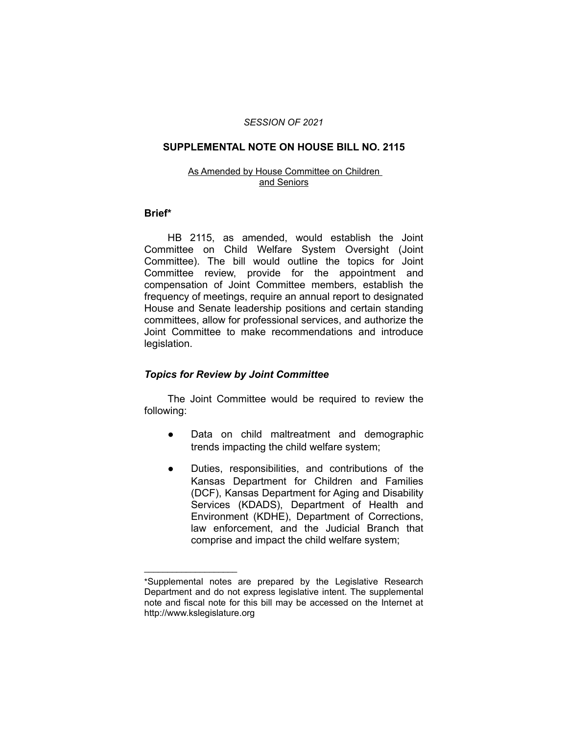*SESSION OF 2021*

# SUPPLEMENTAL NOTE ON HOUSE BILL NO. 2115

As Amended by House Committee on Children and Seniors

## Brief*

HB 2115, as amended, would establish the Joint Committee on Child Welfare System Oversight (Joint Committee). The bill would outline the topics for Joint Committee review, provide for the appointment and compensation of Joint Committee members, establish the frequency of meetings, require an annual report to designated House and Senate leadership positions and certain standing committees, allow for professional services, and authorize the Joint Committee to make recommendations and introduce legislation.

### *Topics for Review by Joint Committee*

The Joint Committee would be required to review the following:

- Data on child maltreatment and demographic trends impacting the child welfare system;
- Duties, responsibilities, and contributions of the Kansas Department for Children and Families (DCF), Kansas Department for Aging and Disability Services (KDADS), Department of Health and Environment (KDHE), Department of Corrections, law enforcement, and the Judicial Branch that comprise and impact the child welfare system;

---

*Supplemental notes are prepared by the Legislative Research Department and do not express legislative intent. The supplemental note and fiscal note for this bill may be accessed on the Internet at http://www.kslegislature.org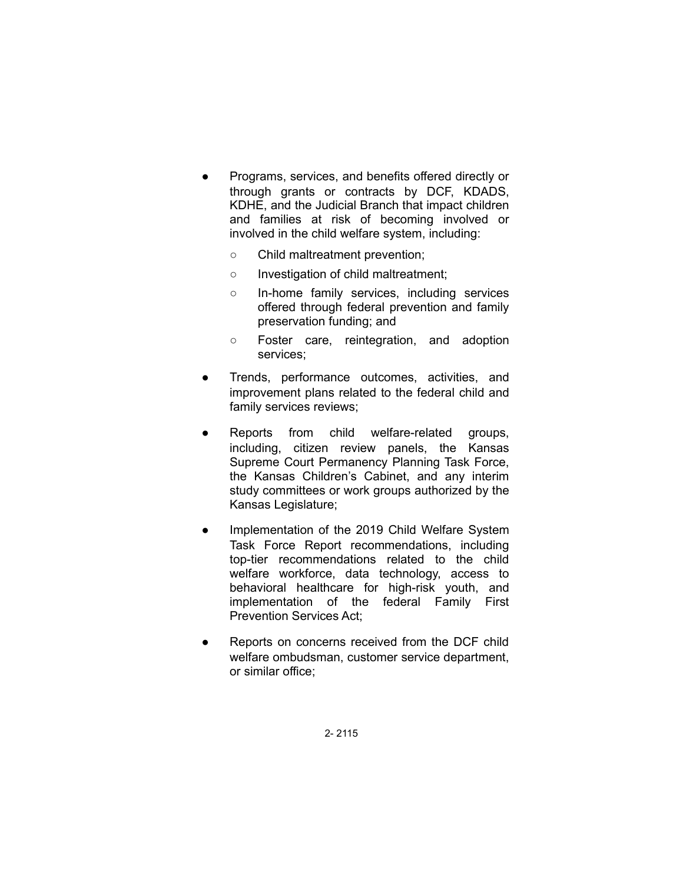- Programs, services, and benefits offered directly or through grants or contracts by DCF, KDADS, KDHE, and the Judicial Branch that impact children and families at risk of becoming involved or involved in the child welfare system, including:
    - Child maltreatment prevention;
    - Investigation of child maltreatment;
    - In-home family services, including services offered through federal prevention and family preservation funding; and
    - Foster care, reintegration, and adoption services;
- Trends, performance outcomes, activities, and improvement plans related to the federal child and family services reviews;
- Reports from child welfare-related groups, including, citizen review panels, the Kansas Supreme Court Permanency Planning Task Force, the Kansas Children's Cabinet, and any interim study committees or work groups authorized by the Kansas Legislature;
- Implementation of the 2019 Child Welfare System Task Force Report recommendations, including top-tier recommendations related to the child welfare workforce, data technology, access to behavioral healthcare for high-risk youth, and implementation of the federal Family First Prevention Services Act;
- Reports on concerns received from the DCF child welfare ombudsman, customer service department, or similar office;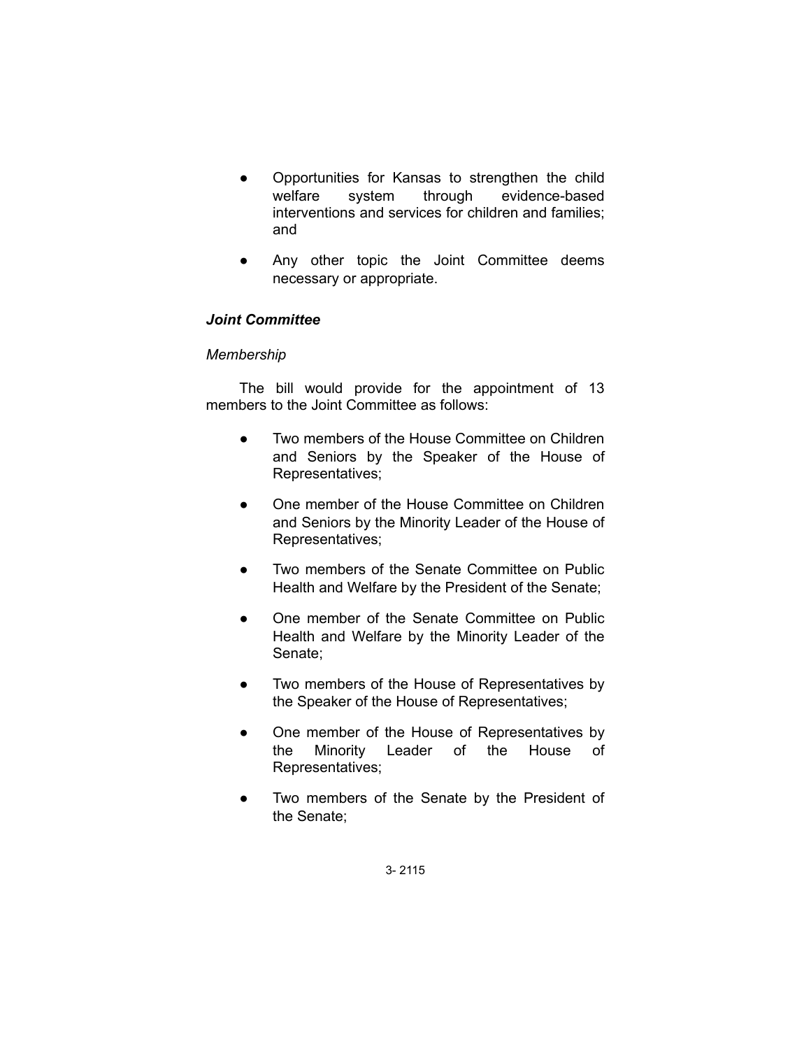- Opportunities for Kansas to strengthen the child welfare system through evidence-based interventions and services for children and families; and

- Any other topic the Joint Committee deems necessary or appropriate.

***Joint Committee***

*Membership*

The bill would provide for the appointment of 13 members to the Joint Committee as follows:

- Two members of the House Committee on Children and Seniors by the Speaker of the House of Representatives;

- One member of the House Committee on Children and Seniors by the Minority Leader of the House of Representatives;

- Two members of the Senate Committee on Public Health and Welfare by the President of the Senate;

- One member of the Senate Committee on Public Health and Welfare by the Minority Leader of the Senate;

- Two members of the House of Representatives by the Speaker of the House of Representatives;

- One member of the House of Representatives by the Minority Leader of the House of Representatives;

- Two members of the Senate by the President of the Senate;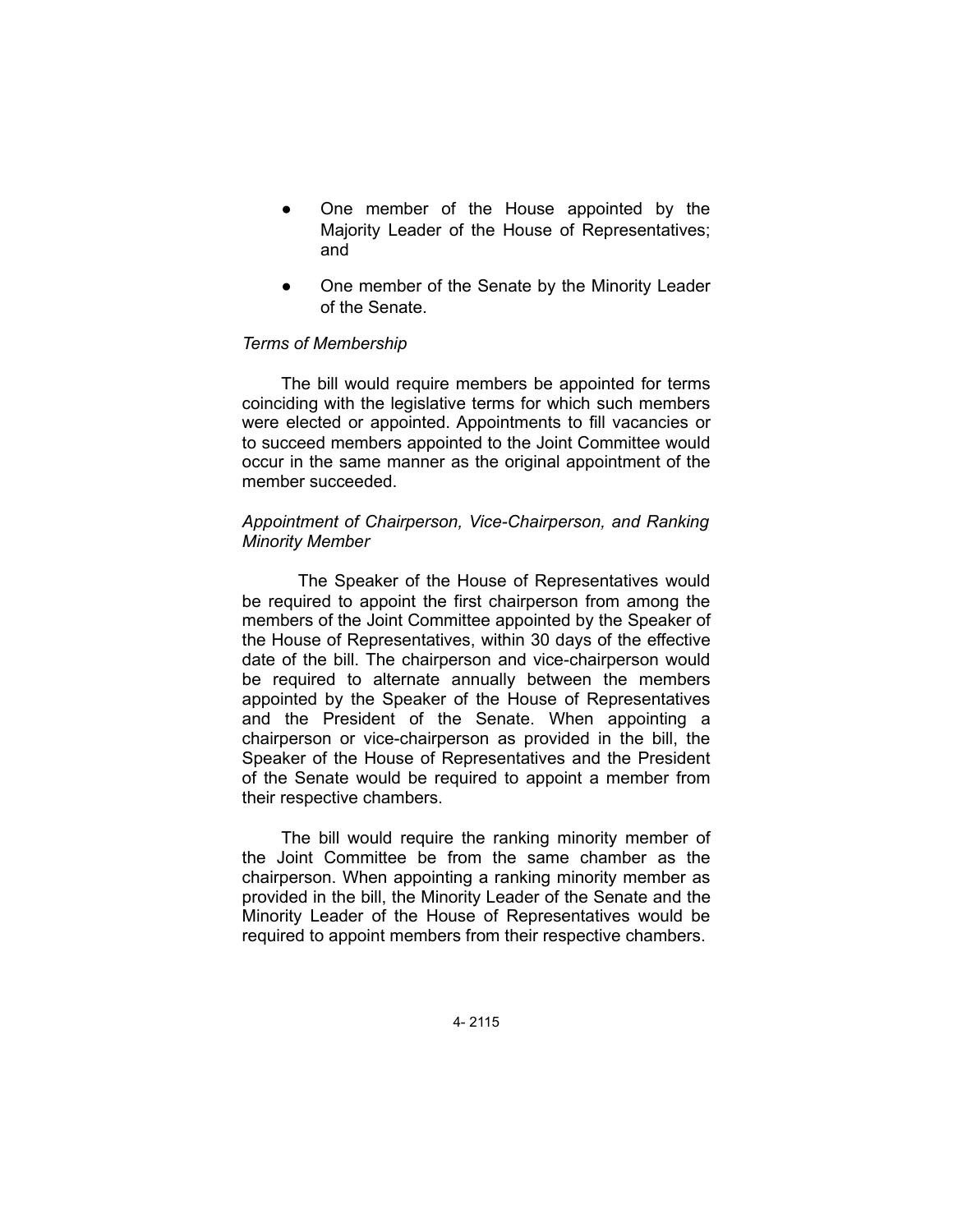- One member of the House appointed by the Majority Leader of the House of Representatives; and
- One member of the Senate by the Minority Leader of the Senate.

*Terms of Membership*

The bill would require members be appointed for terms coinciding with the legislative terms for which such members were elected or appointed. Appointments to fill vacancies or to succeed members appointed to the Joint Committee would occur in the same manner as the original appointment of the member succeeded.

*Appointment of Chairperson, Vice-Chairperson, and Ranking Minority Member*

The Speaker of the House of Representatives would be required to appoint the first chairperson from among the members of the Joint Committee appointed by the Speaker of the House of Representatives, within 30 days of the effective date of the bill. The chairperson and vice-chairperson would be required to alternate annually between the members appointed by the Speaker of the House of Representatives and the President of the Senate. When appointing a chairperson or vice-chairperson as provided in the bill, the Speaker of the House of Representatives and the President of the Senate would be required to appoint a member from their respective chambers.

The bill would require the ranking minority member of the Joint Committee be from the same chamber as the chairperson. When appointing a ranking minority member as provided in the bill, the Minority Leader of the Senate and the Minority Leader of the House of Representatives would be required to appoint members from their respective chambers.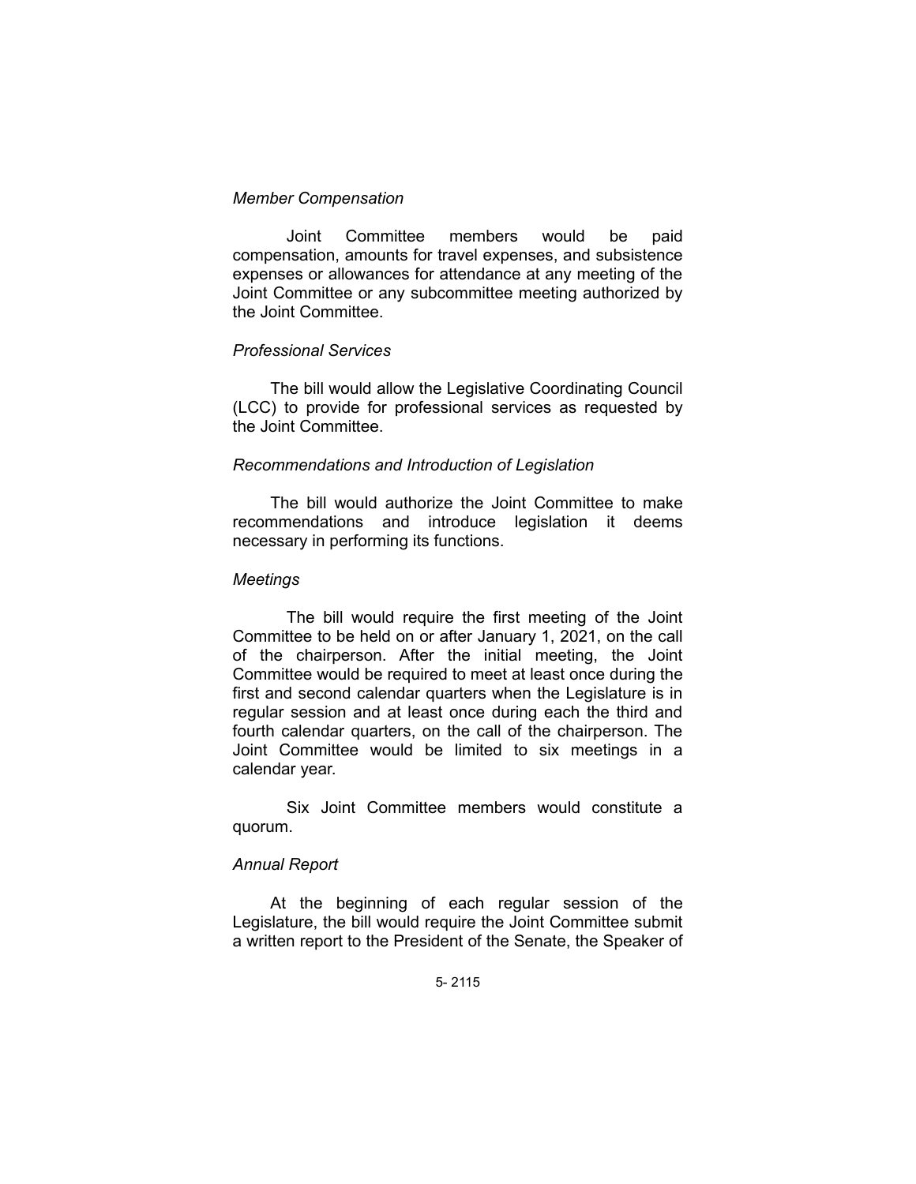*Member Compensation*

Joint Committee members would be paid compensation, amounts for travel expenses, and subsistence expenses or allowances for attendance at any meeting of the Joint Committee or any subcommittee meeting authorized by the Joint Committee.

*Professional Services*

The bill would allow the Legislative Coordinating Council (LCC) to provide for professional services as requested by the Joint Committee.

*Recommendations and Introduction of Legislation*

The bill would authorize the Joint Committee to make recommendations and introduce legislation it deems necessary in performing its functions.

*Meetings*

The bill would require the first meeting of the Joint Committee to be held on or after January 1, 2021, on the call of the chairperson. After the initial meeting, the Joint Committee would be required to meet at least once during the first and second calendar quarters when the Legislature is in regular session and at least once during each the third and fourth calendar quarters, on the call of the chairperson. The Joint Committee would be limited to six meetings in a calendar year.

Six Joint Committee members would constitute a quorum.

*Annual Report*

At the beginning of each regular session of the Legislature, the bill would require the Joint Committee submit a written report to the President of the Senate, the Speaker of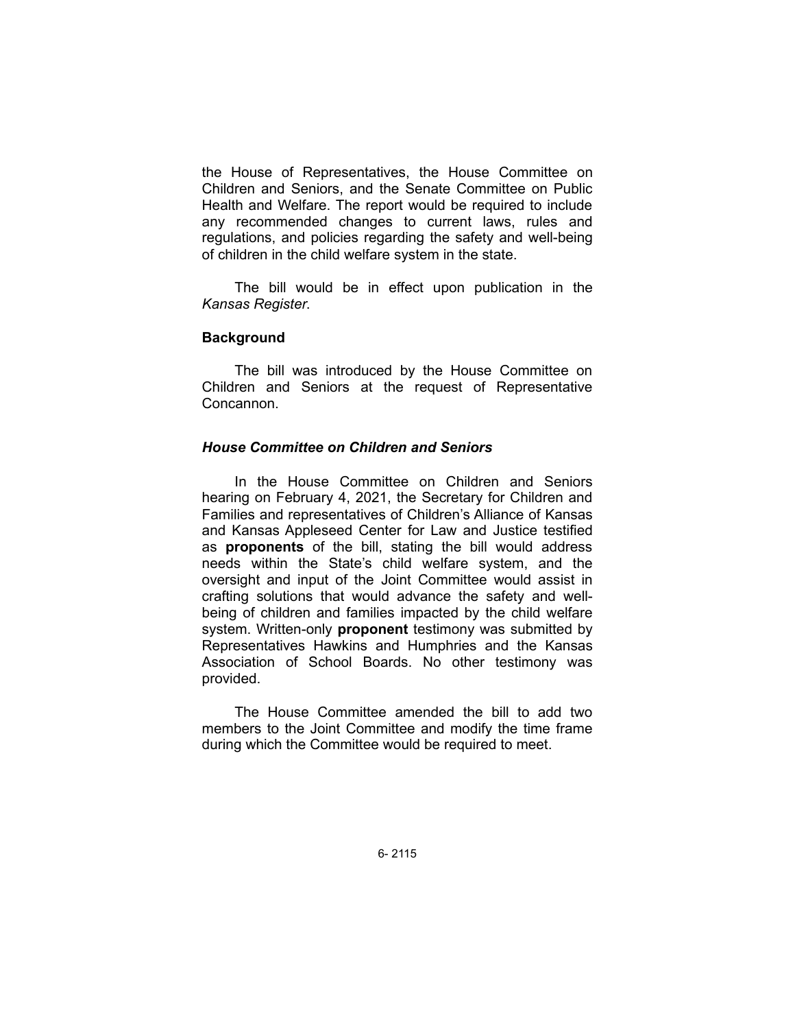the House of Representatives, the House Committee on Children and Seniors, and the Senate Committee on Public Health and Welfare. The report would be required to include any recommended changes to current laws, rules and regulations, and policies regarding the safety and well-being of children in the child welfare system in the state.

The bill would be in effect upon publication in the *Kansas Register*.

## Background

The bill was introduced by the House Committee on Children and Seniors at the request of Representative Concannon.

### *House Committee on Children and Seniors*

In the House Committee on Children and Seniors hearing on February 4, 2021, the Secretary for Children and Families and representatives of Children's Alliance of Kansas and Kansas Appleseed Center for Law and Justice testified as **proponents** of the bill, stating the bill would address needs within the State's child welfare system, and the oversight and input of the Joint Committee would assist in crafting solutions that would advance the safety and well-being of children and families impacted by the child welfare system. Written-only **proponent** testimony was submitted by Representatives Hawkins and Humphries and the Kansas Association of School Boards. No other testimony was provided.

The House Committee amended the bill to add two members to the Joint Committee and modify the time frame during which the Committee would be required to meet.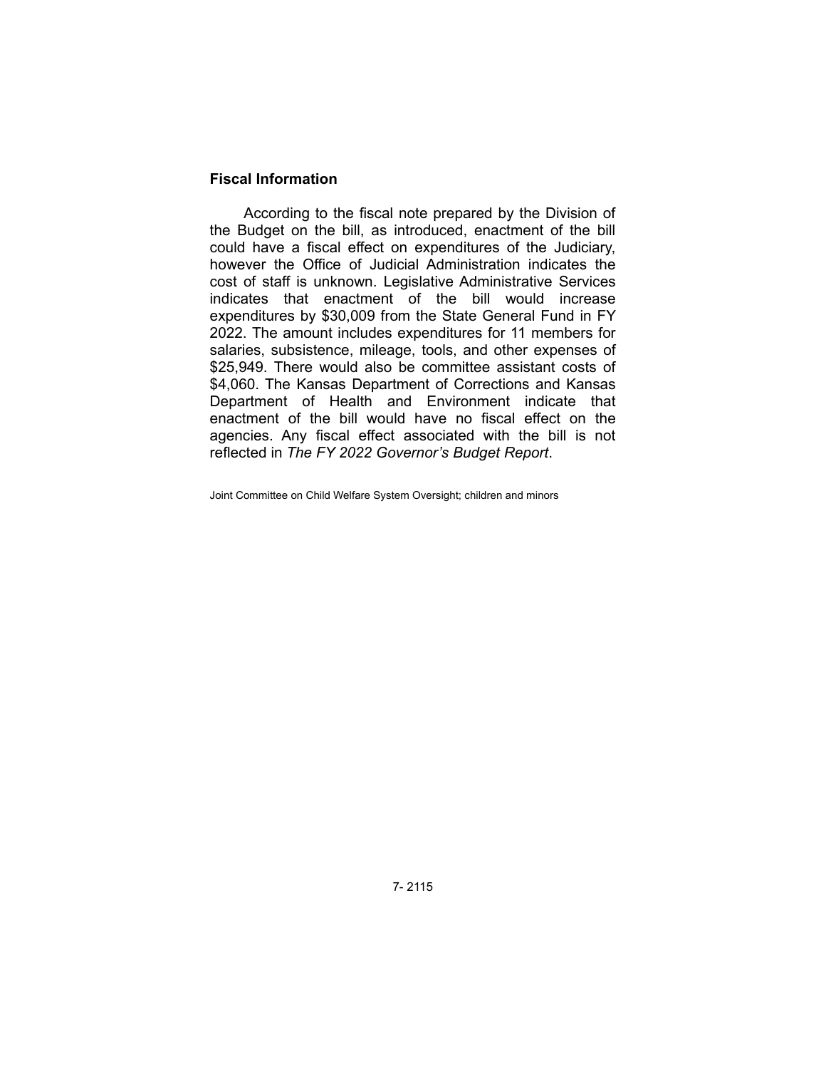**Fiscal Information**

According to the fiscal note prepared by the Division of the Budget on the bill, as introduced, enactment of the bill could have a fiscal effect on expenditures of the Judiciary, however the Office of Judicial Administration indicates the cost of staff is unknown. Legislative Administrative Services indicates that enactment of the bill would increase expenditures by $30,009 from the State General Fund in FY 2022. The amount includes expenditures for 11 members for salaries, subsistence, mileage, tools, and other expenses of $25,949. There would also be committee assistant costs of $4,060. The Kansas Department of Corrections and Kansas Department of Health and Environment indicate that enactment of the bill would have no fiscal effect on the agencies. Any fiscal effect associated with the bill is not reflected in *The FY 2022 Governor's Budget Report*.

Joint Committee on Child Welfare System Oversight; children and minors